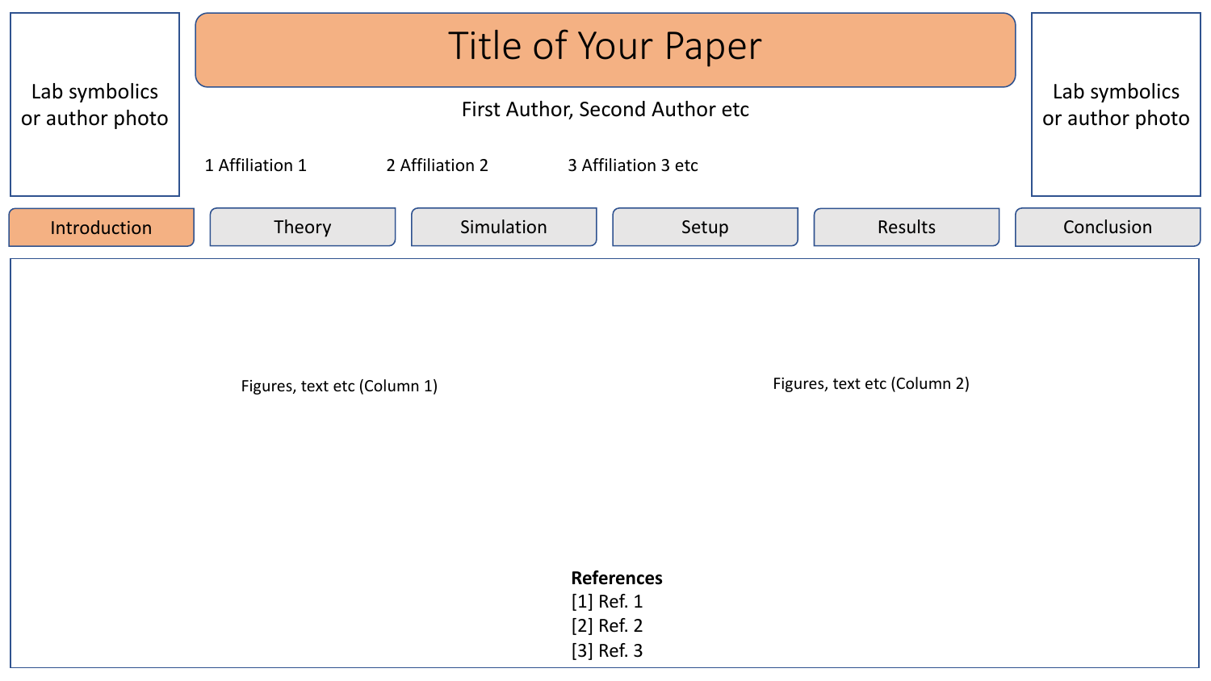Lab symbolics or author photo

# Title of Your Paper

First Author, Second Author etc

1 Affiliation 1

2 Affiliation 2

3 Affiliation 3 etc

Lab symbolics or author photo

Introduction | Theory | Simulation | Setup | Results | Conclusion

Figures, text etc (Column 1)

Figures, text etc (Column 2)

**References**

[1] Ref. 1

[2] Ref. 2

[3] Ref. 3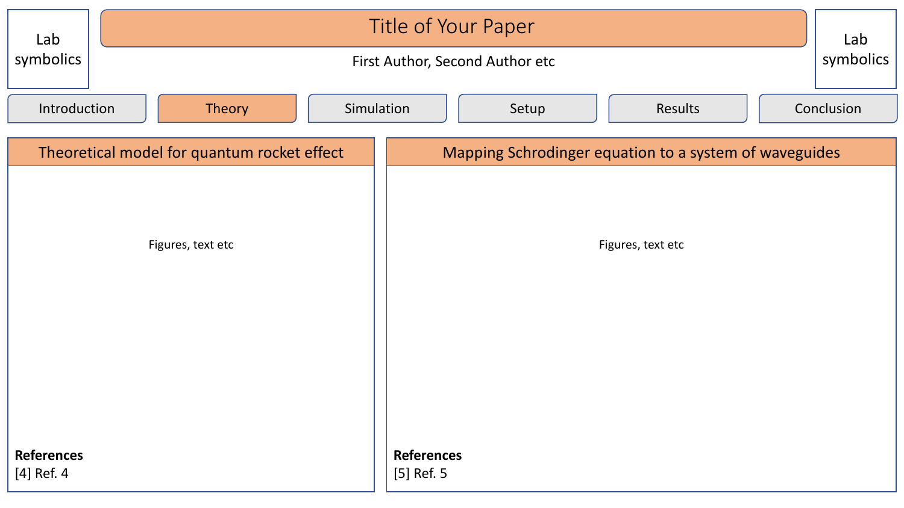Lab symbolics

# Title of Your Paper

First Author, Second Author etc

Lab symbolics

Introduction | Theory | Simulation | Setup | Results | Conclusion

## Theoretical model for quantum rocket effect

Figures, text etc

**References**

[4] Ref. 4

## Mapping Schrodinger equation to a system of waveguides

Figures, text etc

**References**

[5] Ref. 5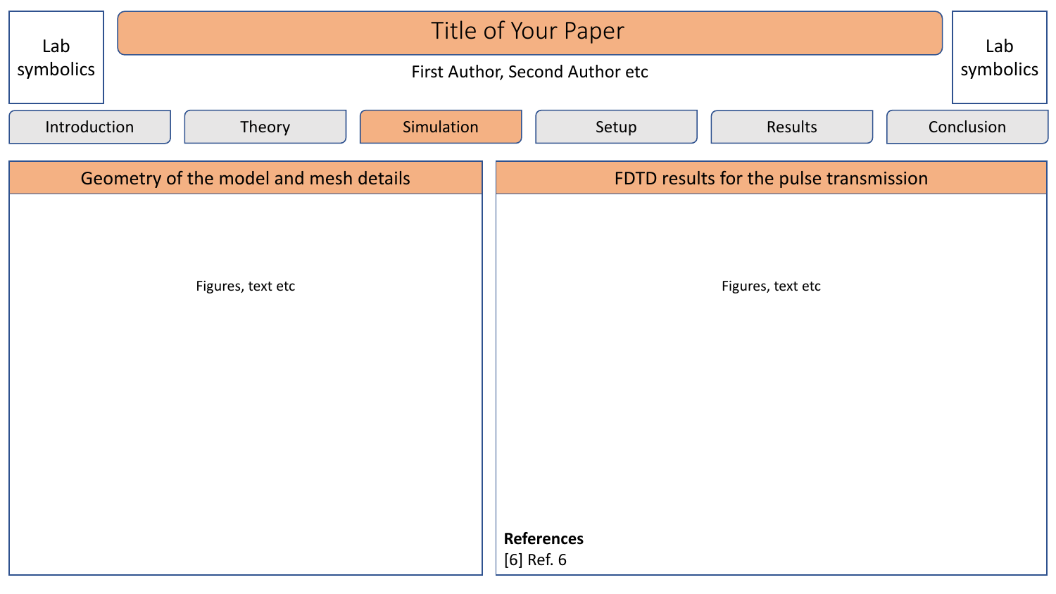Lab symbolics

# Title of Your Paper

First Author, Second Author etc

Lab symbolics

Introduction | Theory | Simulation | Setup | Results | Conclusion

## Geometry of the model and mesh details

Figures, text etc

## FDTD results for the pulse transmission

Figures, text etc

**References**

[6] Ref. 6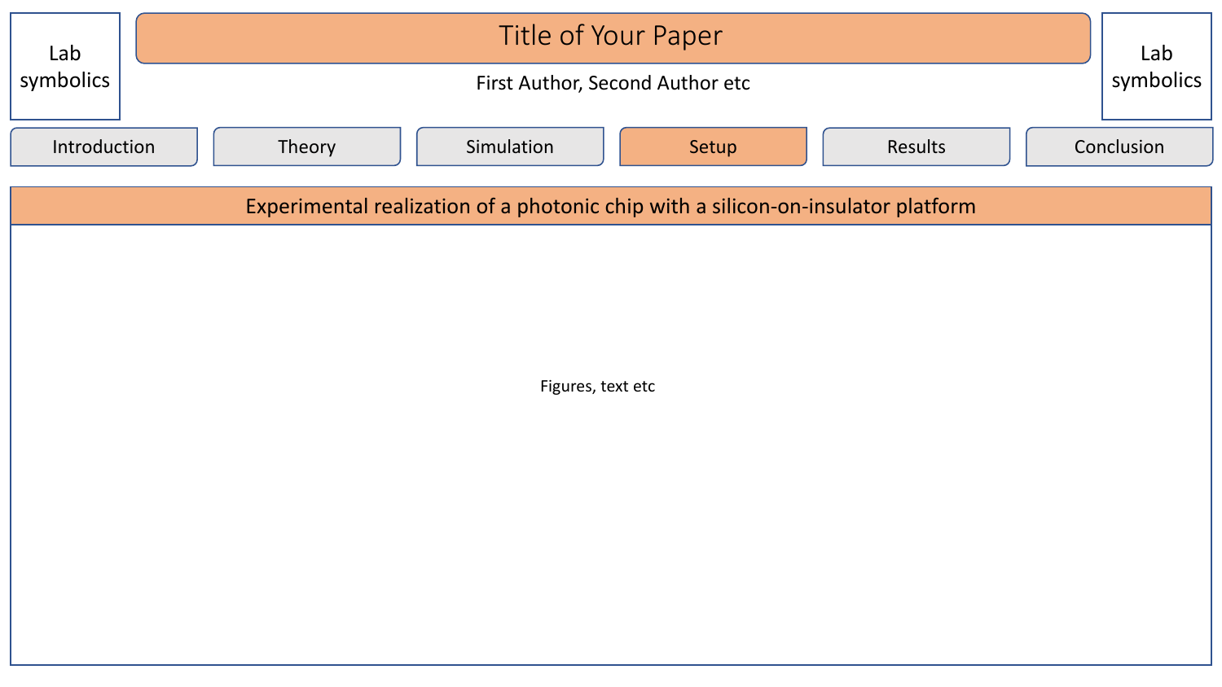Lab symbolics

# Title of Your Paper

First Author, Second Author etc

Lab symbolics

Introduction | Theory | Simulation | Setup | Results | Conclusion

## Experimental realization of a photonic chip with a silicon-on-insulator platform

Figures, text etc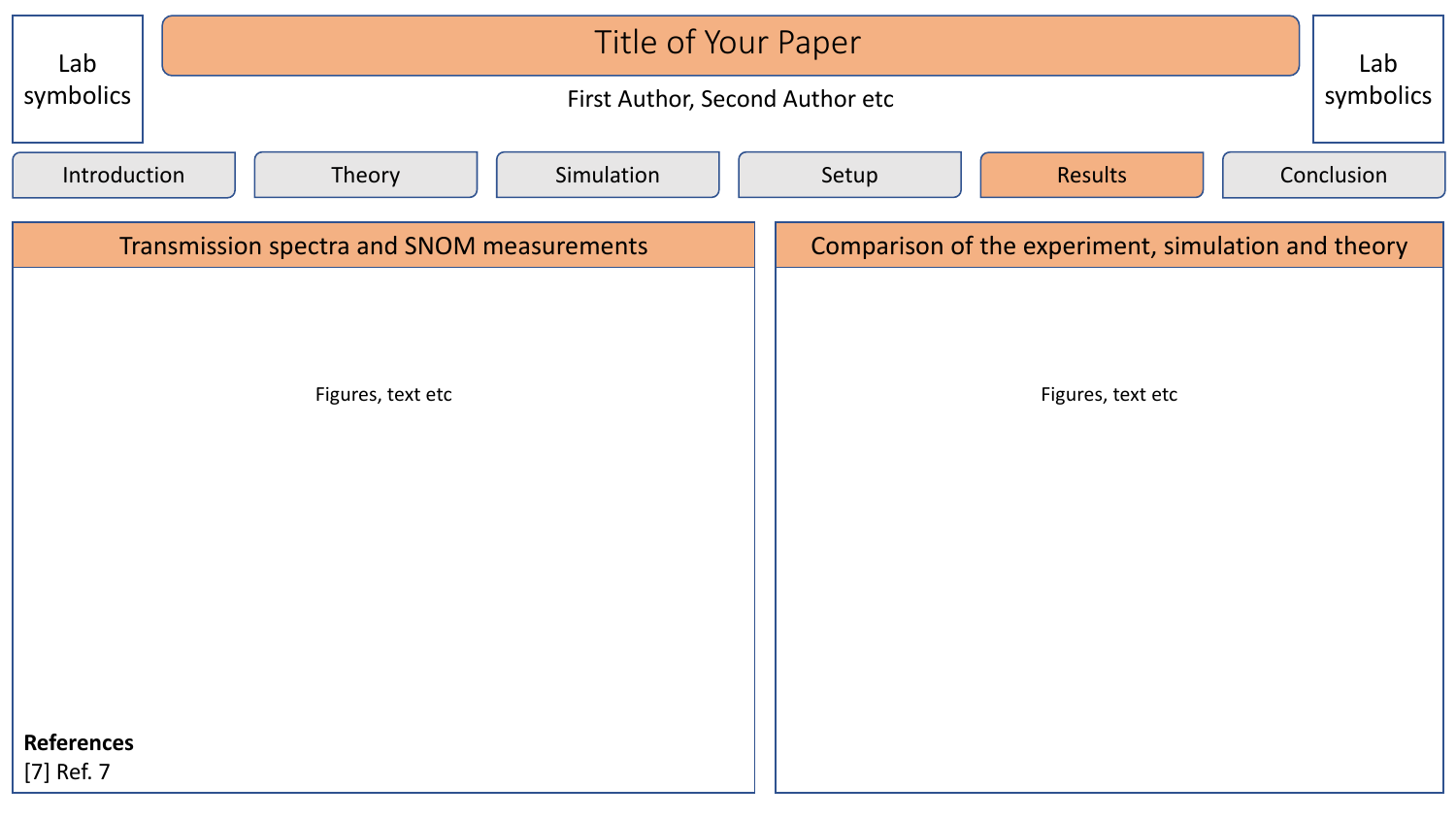Lab symbolics

# Title of Your Paper

First Author, Second Author etc

Lab symbolics

Introduction | Theory | Simulation | Setup | Results | Conclusion

## Transmission spectra and SNOM measurements

Figures, text etc

**References**

[7] Ref. 7

## Comparison of the experiment, simulation and theory

Figures, text etc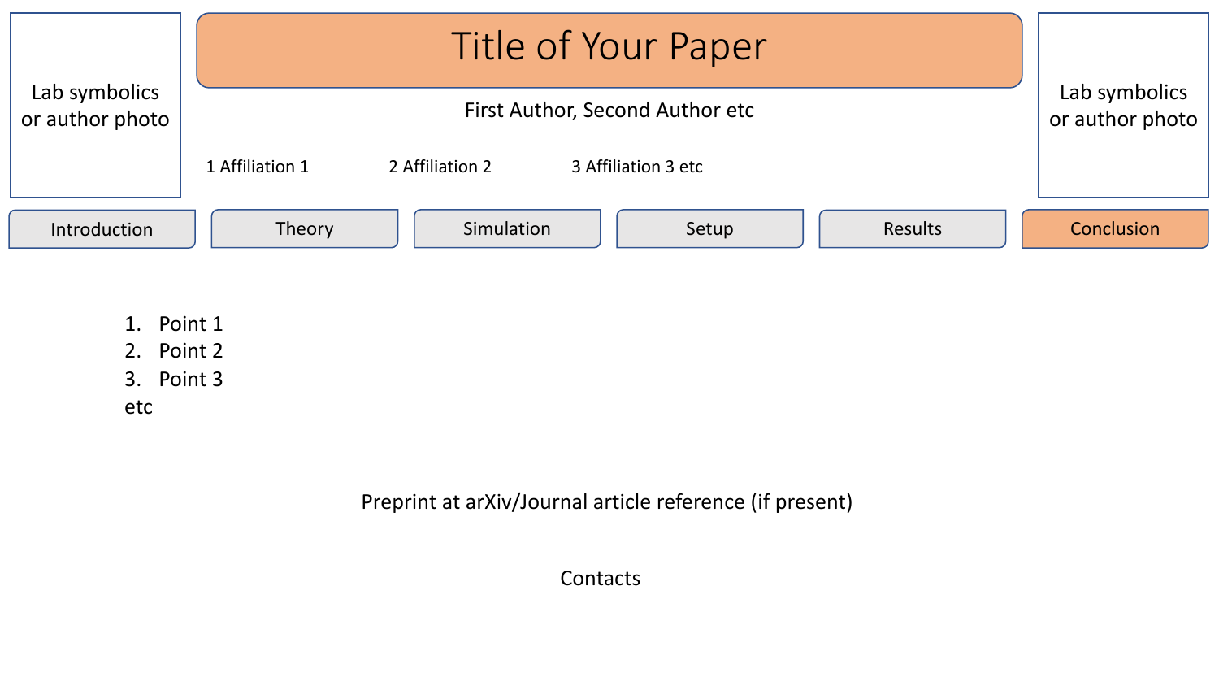Lab symbolics or author photo

# Title of Your Paper

First Author, Second Author etc

1 Affiliation 1 2 Affiliation 2 3 Affiliation 3 etc

Lab symbolics or author photo

Introduction | Theory | Simulation | Setup | Results | Conclusion

1. Point 1
2. Point 2
3. Point 3

etc

Preprint at arXiv/Journal article reference (if present)

Contacts